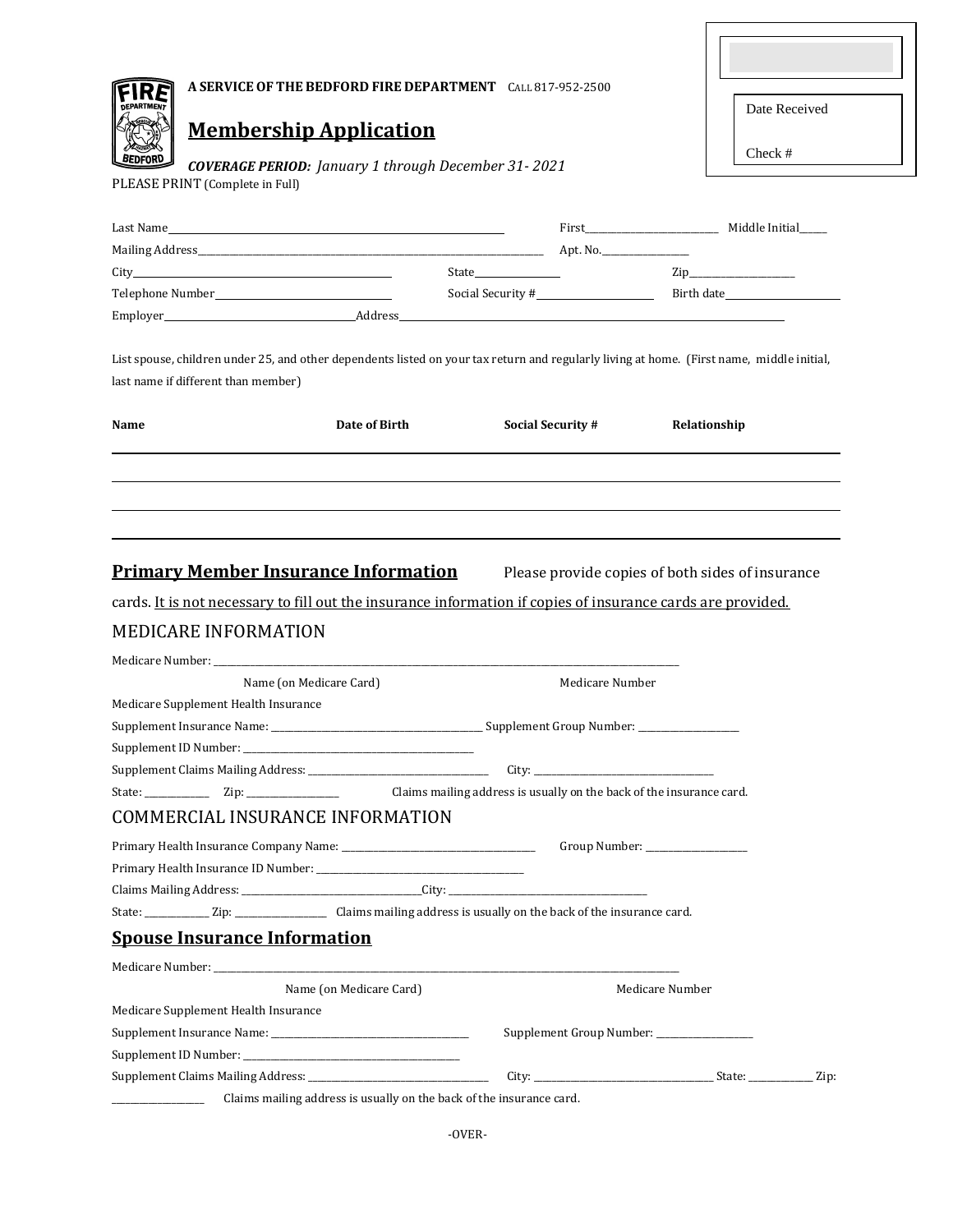Date Received

Check #

**A SERVICE OF THE BEDFORD FIRE DEPARTMENT** CALL 817-952-2500

# Membership Application

***COVERAGE PERIOD:*** *January 1 through December 31- 2021*

PLEASE PRINT (Complete in Full)

Last Name________________________ First________________ Middle Initial_____

Mailing Address________________________ Apt. No.________________

City________________________ State________________ Zip________________

Telephone Number________________________ Social Security #________________ Birth date________________

Employer________________________ Address________________________

List spouse, children under 25, and other dependents listed on your tax return and regularly living at home. (First name, middle initial, last name if different than member)

| Name | Date of Birth | Social Security # | Relationship |
|---|---|---|---|
| | | | |
| | | | |
| | | | |

## Primary Member Insurance Information

Please provide copies of both sides of insurance cards. It is not necessary to fill out the insurance information if copies of insurance cards are provided.

### MEDICARE INFORMATION

Medicare Number: ________________________

Name (on Medicare Card) Medicare Number

Medicare Supplement Health Insurance

Supplement Insurance Name: ________________________ Supplement Group Number: ________________

Supplement ID Number: ________________________

Supplement Claims Mailing Address: ________________________ City: ________________________

State: ____________ Zip: ________________ Claims mailing address is usually on the back of the insurance card.

### COMMERCIAL INSURANCE INFORMATION

Primary Health Insurance Company Name: ________________________ Group Number: ________________

Primary Health Insurance ID Number: ________________________

Claims Mailing Address: ________________________City: ________________________

State: ____________ Zip: ________________ Claims mailing address is usually on the back of the insurance card.

## Spouse Insurance Information

Medicare Number: ________________________

Name (on Medicare Card) Medicare Number

Medicare Supplement Health Insurance

Supplement Insurance Name: ________________________ Supplement Group Number: ________________

Supplement ID Number: ________________________

Supplement Claims Mailing Address: ________________________ City: ________________________ State: ____________ Zip: ________________ Claims mailing address is usually on the back of the insurance card.

-OVER-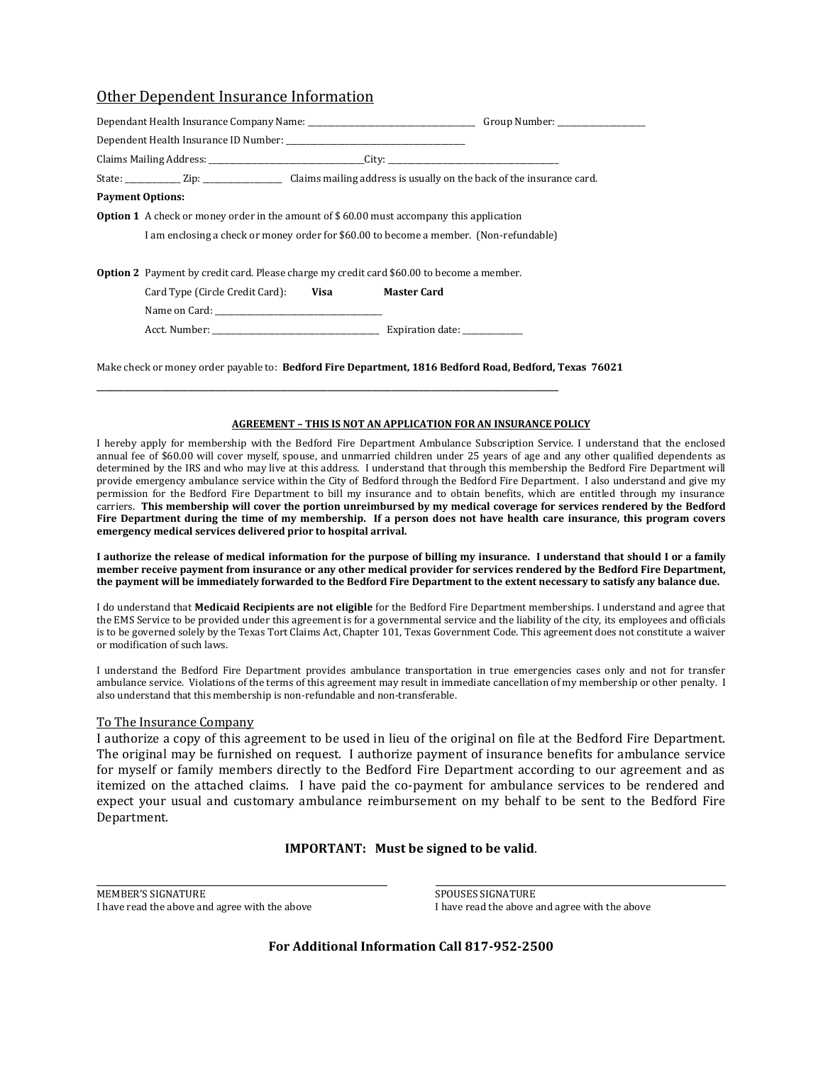## Other Dependent Insurance Information

Dependant Health Insurance Company Name: ___________________________ Group Number: ______________

Dependent Health Insurance ID Number: ___________________________

Claims Mailing Address: ______________________City: ______________________

State: ________ Zip: __________ Claims mailing address is usually on the back of the insurance card.

**Payment Options:**

**Option 1** A check or money order in the amount of $ 60.00 must accompany this application

I am enclosing a check or money order for $60.00 to become a member. (Non-refundable)

**Option 2** Payment by credit card. Please charge my credit card $60.00 to become a member.

Card Type (Circle Credit Card): **Visa** **Master Card**

Name on Card: ______________________

Acct. Number: ______________________ Expiration date: ________

Make check or money order payable to: **Bedford Fire Department, 1816 Bedford Road, Bedford, Texas 76021**

---

**AGREEMENT – THIS IS NOT AN APPLICATION FOR AN INSURANCE POLICY**

I hereby apply for membership with the Bedford Fire Department Ambulance Subscription Service. I understand that the enclosed annual fee of $60.00 will cover myself, spouse, and unmarried children under 25 years of age and any other qualified dependents as determined by the IRS and who may live at this address. I understand that through this membership the Bedford Fire Department will provide emergency ambulance service within the City of Bedford through the Bedford Fire Department. I also understand and give my permission for the Bedford Fire Department to bill my insurance and to obtain benefits, which are entitled through my insurance carriers. **This membership will cover the portion unreimbursed by my medical coverage for services rendered by the Bedford Fire Department during the time of my membership. If a person does not have health care insurance, this program covers emergency medical services delivered prior to hospital arrival.**

**I authorize the release of medical information for the purpose of billing my insurance. I understand that should I or a family member receive payment from insurance or any other medical provider for services rendered by the Bedford Fire Department, the payment will be immediately forwarded to the Bedford Fire Department to the extent necessary to satisfy any balance due.**

I do understand that **Medicaid Recipients are not eligible** for the Bedford Fire Department memberships. I understand and agree that the EMS Service to be provided under this agreement is for a governmental service and the liability of the city, its employees and officials is to be governed solely by the Texas Tort Claims Act, Chapter 101, Texas Government Code. This agreement does not constitute a waiver or modification of such laws.

I understand the Bedford Fire Department provides ambulance transportation in true emergencies cases only and not for transfer ambulance service. Violations of the terms of this agreement may result in immediate cancellation of my membership or other penalty. I also understand that this membership is non-refundable and non-transferable.

## To The Insurance Company

I authorize a copy of this agreement to be used in lieu of the original on file at the Bedford Fire Department. The original may be furnished on request. I authorize payment of insurance benefits for ambulance service for myself or family members directly to the Bedford Fire Department according to our agreement and as itemized on the attached claims. I have paid the co-payment for ambulance services to be rendered and expect your usual and customary ambulance reimbursement on my behalf to be sent to the Bedford Fire Department.

**IMPORTANT: Must be signed to be valid**.

______________________________
MEMBER'S SIGNATURE
I have read the above and agree with the above

______________________________
SPOUSES SIGNATURE
I have read the above and agree with the above

**For Additional Information Call 817-952-2500**